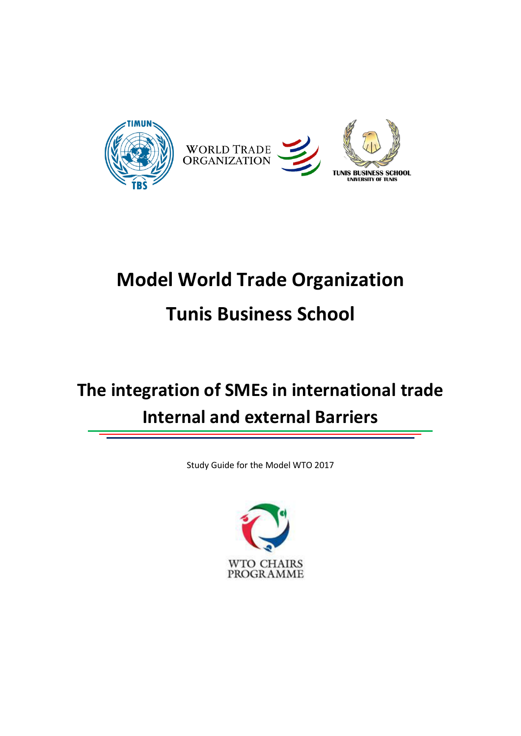# Model World Trade Organization

# Tunis Business School

## The integration of SMEs in international trade Internal and external Barriers

Study Guide for the Model WTO 2017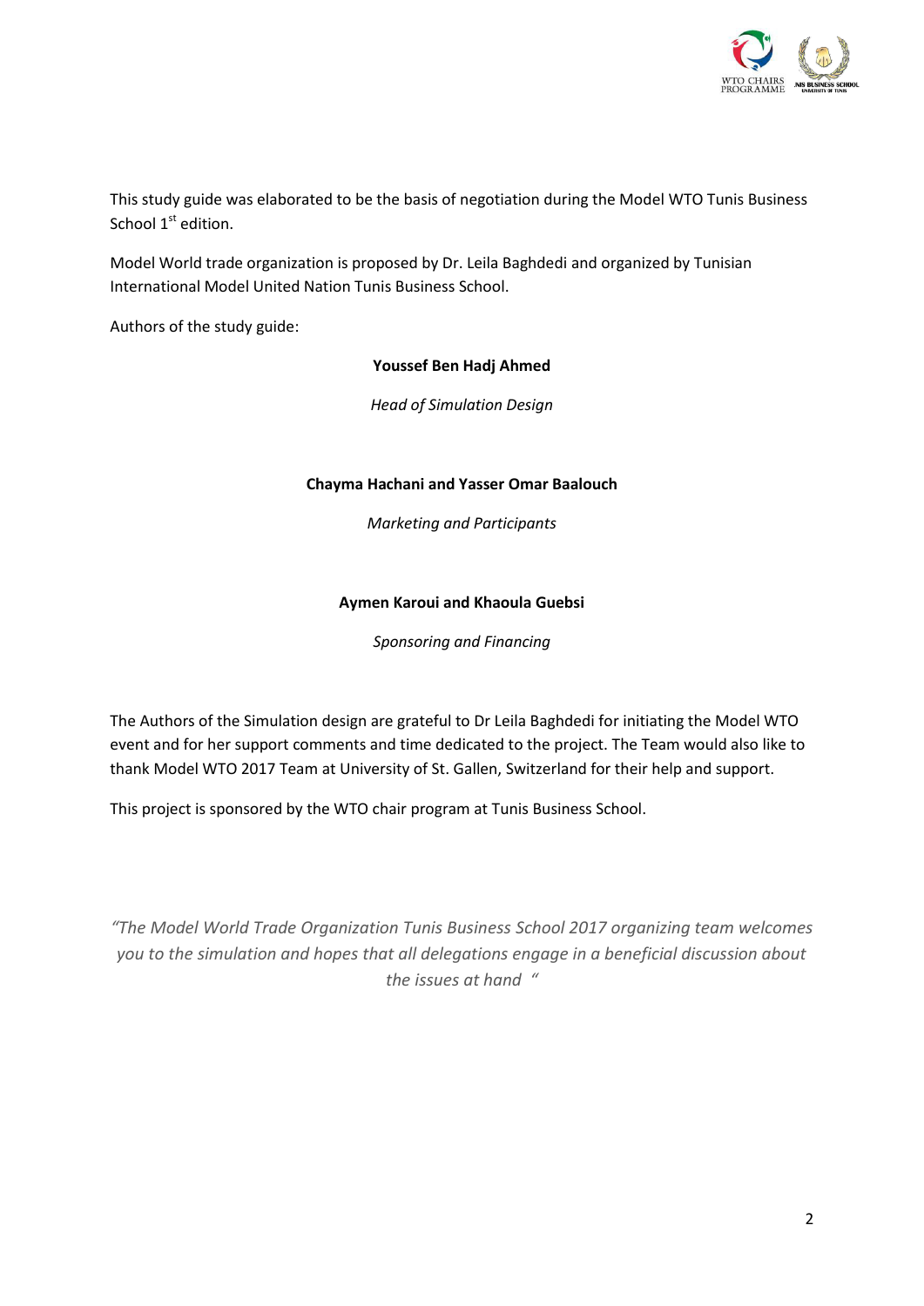This study guide was elaborated to be the basis of negotiation during the Model WTO Tunis Business School 1st edition.

Model World trade organization is proposed by Dr. Leila Baghdedi and organized by Tunisian International Model United Nation Tunis Business School.

Authors of the study guide:

**Youssef Ben Hadj Ahmed**

*Head of Simulation Design*

**Chayma Hachani and Yasser Omar Baalouch**

*Marketing and Participants*

**Aymen Karoui and Khaoula Guebsi**

*Sponsoring and Financing*

The Authors of the Simulation design are grateful to Dr Leila Baghdedi for initiating the Model WTO event and for her support comments and time dedicated to the project. The Team would also like to thank Model WTO 2017 Team at University of St. Gallen, Switzerland for their help and support.

This project is sponsored by the WTO chair program at Tunis Business School.

*"The Model World Trade Organization Tunis Business School 2017 organizing team welcomes you to the simulation and hopes that all delegations engage in a beneficial discussion about the issues at hand "*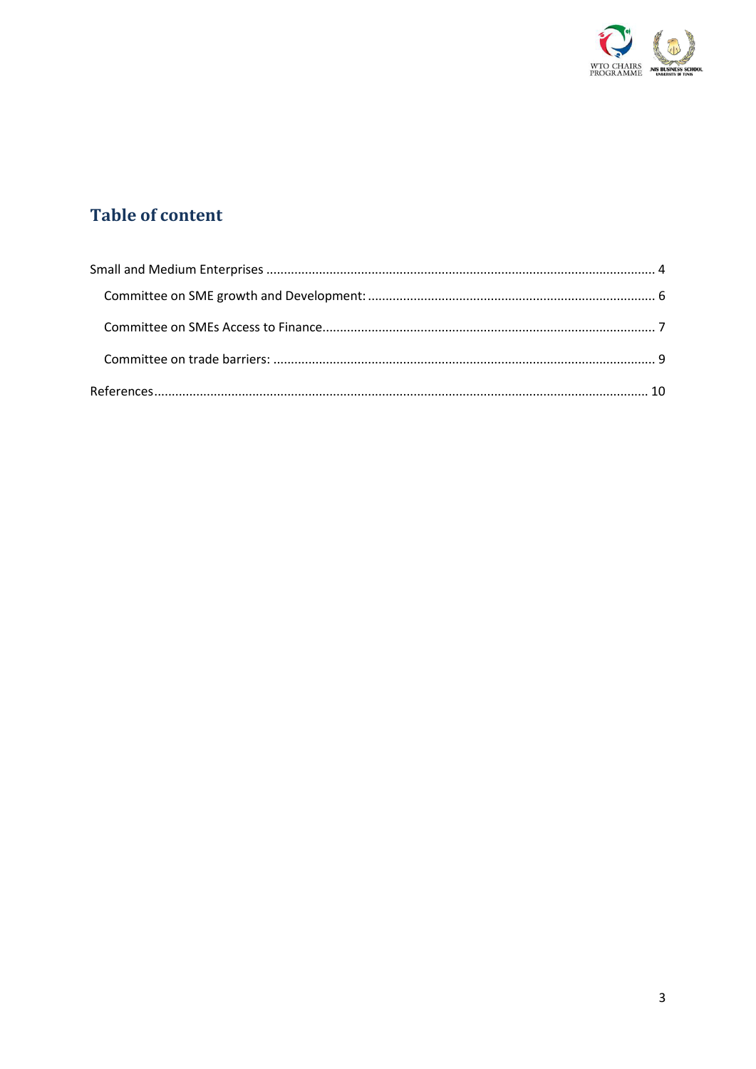## Table of content

Small and Medium Enterprises ............................................................................................................. 4

- Committee on SME growth and Development: ................................................................................. 6
- Committee on SMEs Access to Finance............................................................................................. 7
- Committee on trade barriers: ........................................................................................................... 9

References........................................................................................................................................... 10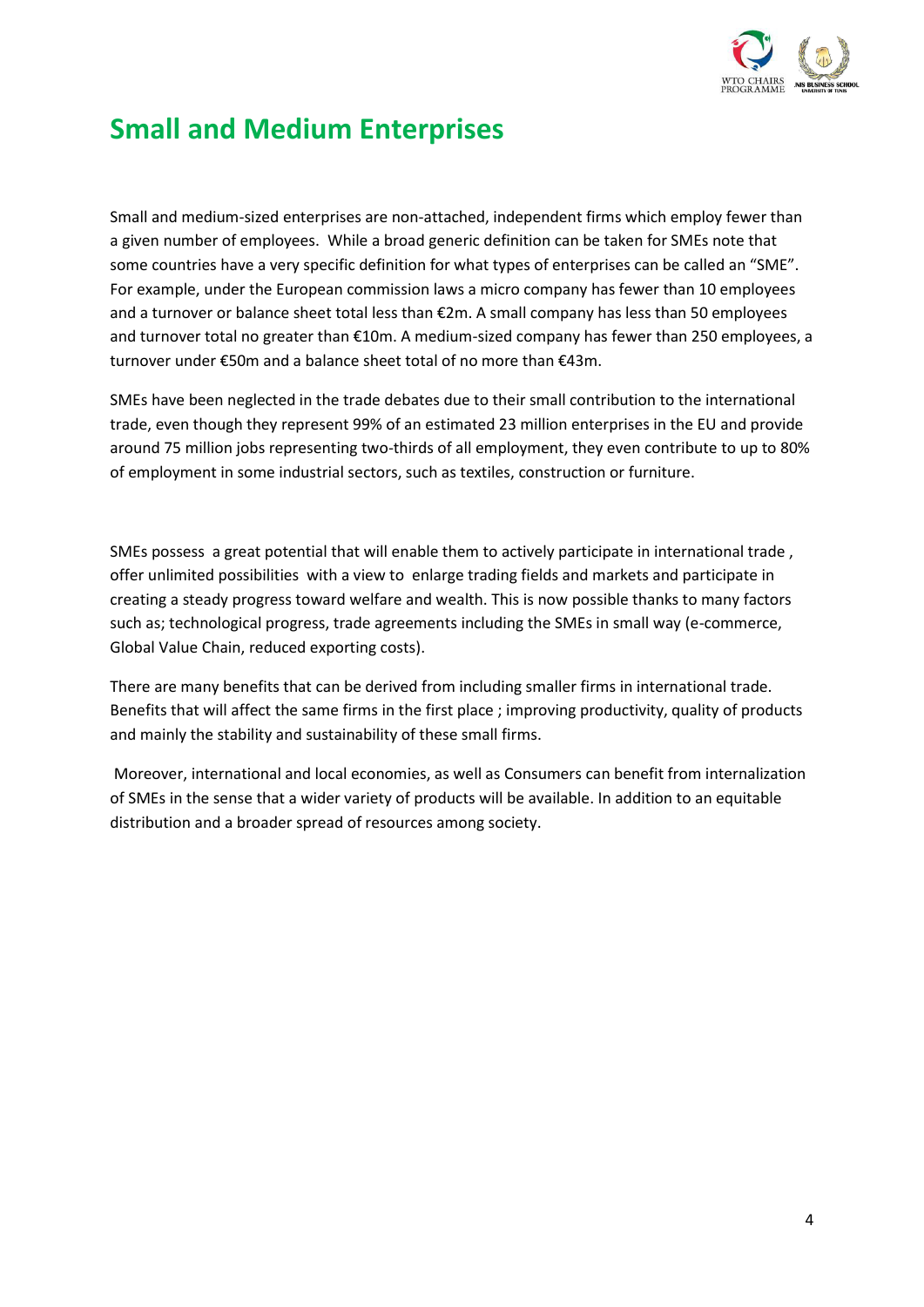# Small and Medium Enterprises

Small and medium-sized enterprises are non-attached, independent firms which employ fewer than a given number of employees. While a broad generic definition can be taken for SMEs note that some countries have a very specific definition for what types of enterprises can be called an "SME". For example, under the European commission laws a micro company has fewer than 10 employees and a turnover or balance sheet total less than €2m. A small company has less than 50 employees and turnover total no greater than €10m. A medium-sized company has fewer than 250 employees, a turnover under €50m and a balance sheet total of no more than €43m.

SMEs have been neglected in the trade debates due to their small contribution to the international trade, even though they represent 99% of an estimated 23 million enterprises in the EU and provide around 75 million jobs representing two-thirds of all employment, they even contribute to up to 80% of employment in some industrial sectors, such as textiles, construction or furniture.

SMEs possess a great potential that will enable them to actively participate in international trade , offer unlimited possibilities with a view to enlarge trading fields and markets and participate in creating a steady progress toward welfare and wealth. This is now possible thanks to many factors such as; technological progress, trade agreements including the SMEs in small way (e-commerce, Global Value Chain, reduced exporting costs).

There are many benefits that can be derived from including smaller firms in international trade. Benefits that will affect the same firms in the first place ; improving productivity, quality of products and mainly the stability and sustainability of these small firms.

Moreover, international and local economies, as well as Consumers can benefit from internalization of SMEs in the sense that a wider variety of products will be available. In addition to an equitable distribution and a broader spread of resources among society.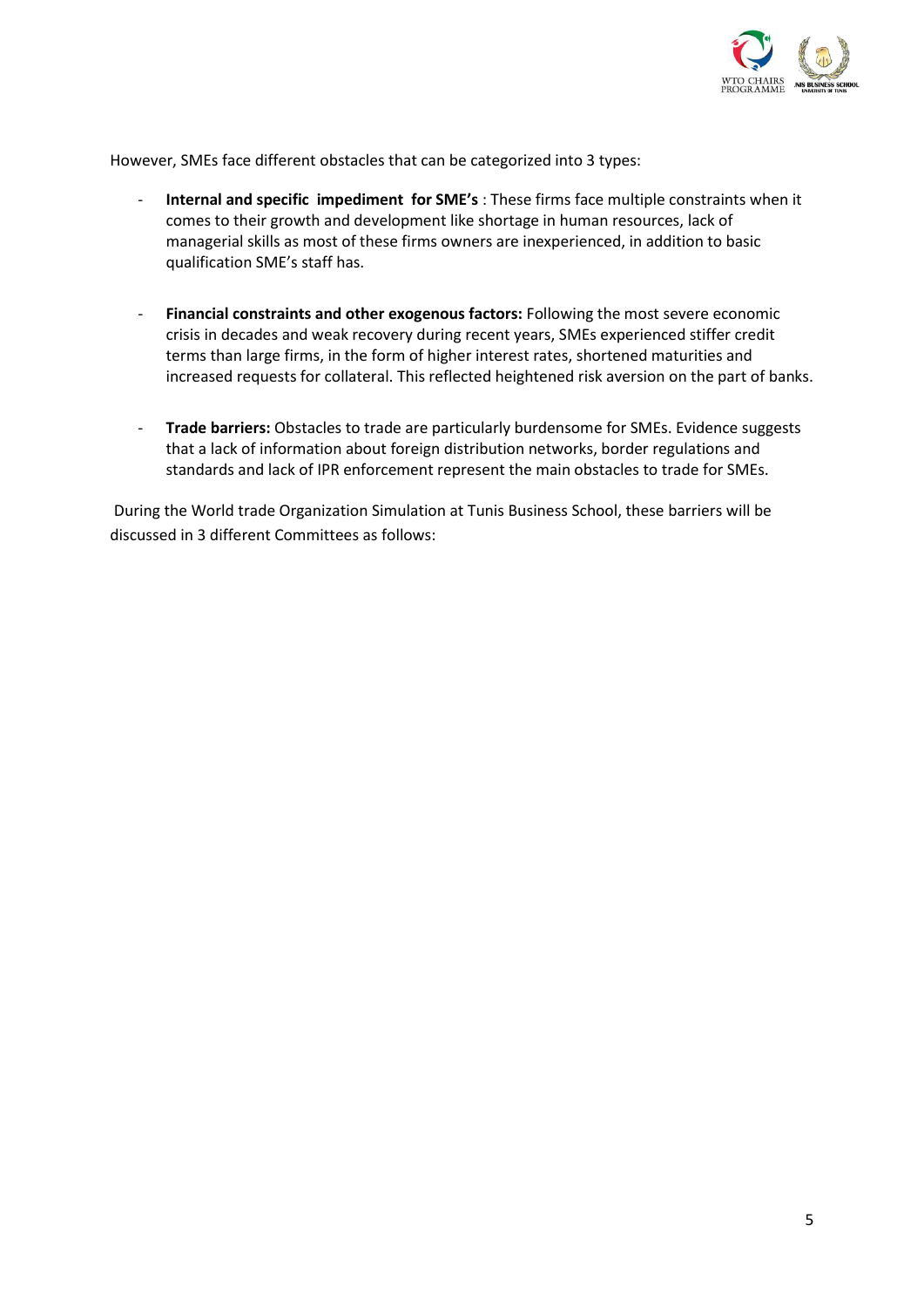However, SMEs face different obstacles that can be categorized into 3 types:

- **Internal and specific impediment for SME's** : These firms face multiple constraints when it comes to their growth and development like shortage in human resources, lack of managerial skills as most of these firms owners are inexperienced, in addition to basic qualification SME's staff has.

- **Financial constraints and other exogenous factors:** Following the most severe economic crisis in decades and weak recovery during recent years, SMEs experienced stiffer credit terms than large firms, in the form of higher interest rates, shortened maturities and increased requests for collateral. This reflected heightened risk aversion on the part of banks.

- **Trade barriers:** Obstacles to trade are particularly burdensome for SMEs. Evidence suggests that a lack of information about foreign distribution networks, border regulations and standards and lack of IPR enforcement represent the main obstacles to trade for SMEs.

During the World trade Organization Simulation at Tunis Business School, these barriers will be discussed in 3 different Committees as follows: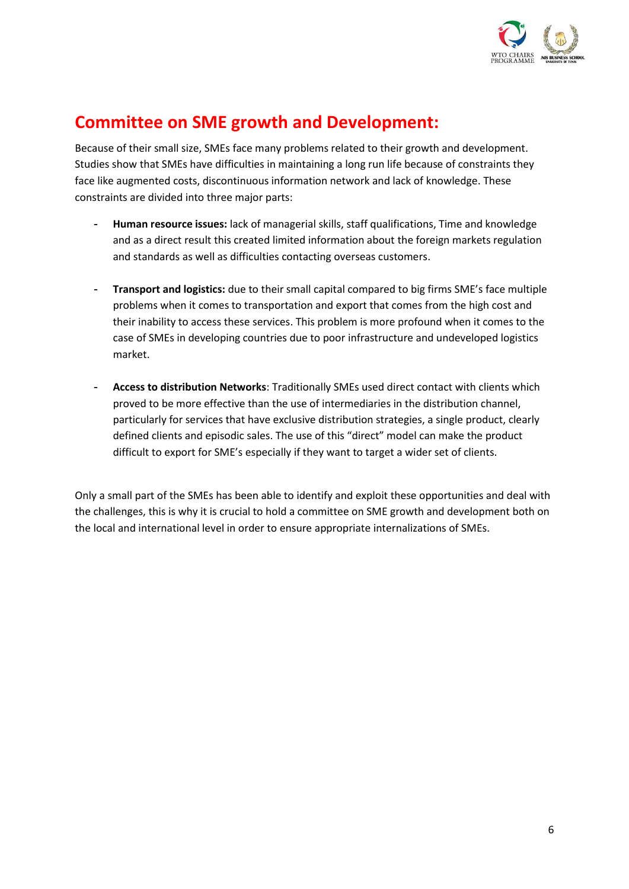## Committee on SME growth and Development:

Because of their small size, SMEs face many problems related to their growth and development. Studies show that SMEs have difficulties in maintaining a long run life because of constraints they face like augmented costs, discontinuous information network and lack of knowledge. These constraints are divided into three major parts:

- **Human resource issues:** lack of managerial skills, staff qualifications, Time and knowledge and as a direct result this created limited information about the foreign markets regulation and standards as well as difficulties contacting overseas customers.

- **Transport and logistics:** due to their small capital compared to big firms SME's face multiple problems when it comes to transportation and export that comes from the high cost and their inability to access these services. This problem is more profound when it comes to the case of SMEs in developing countries due to poor infrastructure and undeveloped logistics market.

- **Access to distribution Networks**: Traditionally SMEs used direct contact with clients which proved to be more effective than the use of intermediaries in the distribution channel, particularly for services that have exclusive distribution strategies, a single product, clearly defined clients and episodic sales. The use of this "direct" model can make the product difficult to export for SME's especially if they want to target a wider set of clients.

Only a small part of the SMEs has been able to identify and exploit these opportunities and deal with the challenges, this is why it is crucial to hold a committee on SME growth and development both on the local and international level in order to ensure appropriate internalizations of SMEs.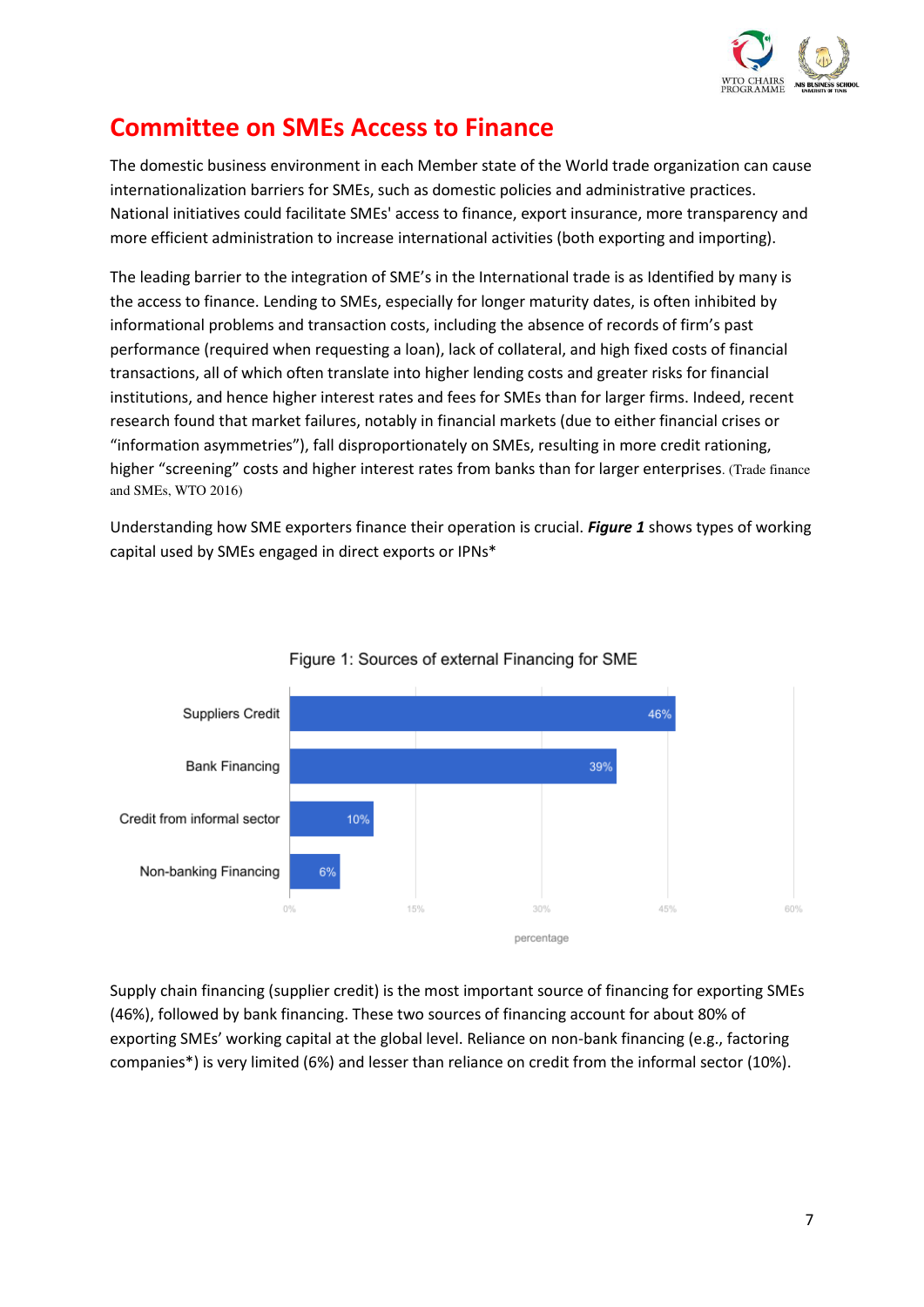# Committee on SMEs Access to Finance

The domestic business environment in each Member state of the World trade organization can cause internationalization barriers for SMEs, such as domestic policies and administrative practices. National initiatives could facilitate SMEs' access to finance, export insurance, more transparency and more efficient administration to increase international activities (both exporting and importing).

The leading barrier to the integration of SME's in the International trade is as Identified by many is the access to finance. Lending to SMEs, especially for longer maturity dates, is often inhibited by informational problems and transaction costs, including the absence of records of firm's past performance (required when requesting a loan), lack of collateral, and high fixed costs of financial transactions, all of which often translate into higher lending costs and greater risks for financial institutions, and hence higher interest rates and fees for SMEs than for larger firms. Indeed, recent research found that market failures, notably in financial markets (due to either financial crises or "information asymmetries"), fall disproportionately on SMEs, resulting in more credit rationing, higher "screening" costs and higher interest rates from banks than for larger enterprises. (Trade finance and SMEs, WTO 2016)

Understanding how SME exporters finance their operation is crucial. ***Figure 1*** shows types of working capital used by SMEs engaged in direct exports or IPNs*

Figure 1: Sources of external Financing for SME

| Source | percentage |
|---|---|
| Suppliers Credit | 46% |
| Bank Financing | 39% |
| Credit from informal sector | 10% |
| Non-banking Financing | 6% |

Supply chain financing (supplier credit) is the most important source of financing for exporting SMEs (46%), followed by bank financing. These two sources of financing account for about 80% of exporting SMEs' working capital at the global level. Reliance on non-bank financing (e.g., factoring companies*) is very limited (6%) and lesser than reliance on credit from the informal sector (10%).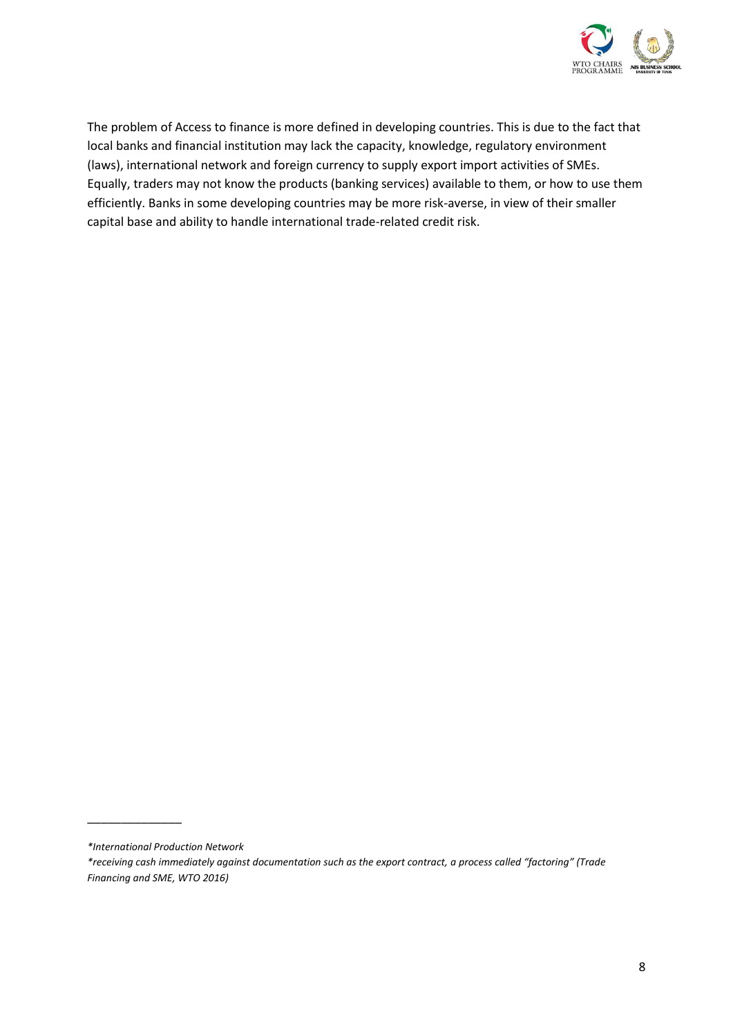The problem of Access to finance is more defined in developing countries. This is due to the fact that local banks and financial institution may lack the capacity, knowledge, regulatory environment (laws), international network and foreign currency to supply export import activities of SMEs. Equally, traders may not know the products (banking services) available to them, or how to use them efficiently. Banks in some developing countries may be more risk-averse, in view of their smaller capital base and ability to handle international trade-related credit risk.

---

**

*\*International Production Network*

*\*receiving cash immediately against documentation such as the export contract, a process called "factoring" (Trade Financing and SME, WTO 2016)*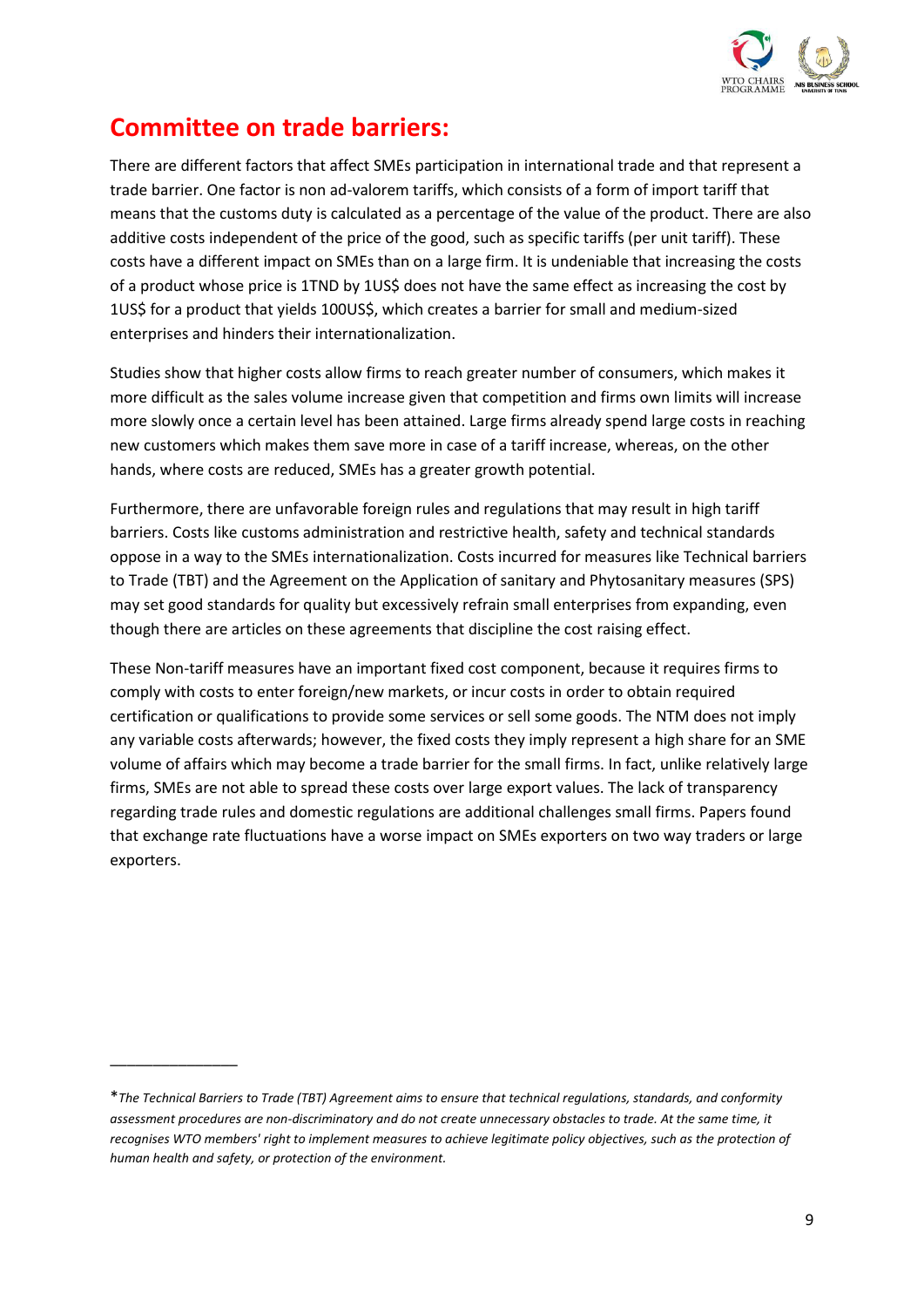## Committee on trade barriers:

There are different factors that affect SMEs participation in international trade and that represent a trade barrier. One factor is non ad-valorem tariffs, which consists of a form of import tariff that means that the customs duty is calculated as a percentage of the value of the product. There are also additive costs independent of the price of the good, such as specific tariffs (per unit tariff). These costs have a different impact on SMEs than on a large firm. It is undeniable that increasing the costs of a product whose price is 1TND by 1US$ does not have the same effect as increasing the cost by 1US$ for a product that yields 100US$, which creates a barrier for small and medium-sized enterprises and hinders their internationalization.

Studies show that higher costs allow firms to reach greater number of consumers, which makes it more difficult as the sales volume increase given that competition and firms own limits will increase more slowly once a certain level has been attained. Large firms already spend large costs in reaching new customers which makes them save more in case of a tariff increase, whereas, on the other hands, where costs are reduced, SMEs has a greater growth potential.

Furthermore, there are unfavorable foreign rules and regulations that may result in high tariff barriers. Costs like customs administration and restrictive health, safety and technical standards oppose in a way to the SMEs internationalization. Costs incurred for measures like Technical barriers to Trade (TBT) and the Agreement on the Application of sanitary and Phytosanitary measures (SPS) may set good standards for quality but excessively refrain small enterprises from expanding, even though there are articles on these agreements that discipline the cost raising effect.

These Non-tariff measures have an important fixed cost component, because it requires firms to comply with costs to enter foreign/new markets, or incur costs in order to obtain required certification or qualifications to provide some services or sell some goods. The NTM does not imply any variable costs afterwards; however, the fixed costs they imply represent a high share for an SME volume of affairs which may become a trade barrier for the small firms. In fact, unlike relatively large firms, SMEs are not able to spread these costs over large export values. The lack of transparency regarding trade rules and domestic regulations are additional challenges small firms. Papers found that exchange rate fluctuations have a worse impact on SMEs exporters on two way traders or large exporters.

---

*\*The Technical Barriers to Trade (TBT) Agreement aims to ensure that technical regulations, standards, and conformity assessment procedures are non-discriminatory and do not create unnecessary obstacles to trade. At the same time, it recognises WTO members' right to implement measures to achieve legitimate policy objectives, such as the protection of human health and safety, or protection of the environment.*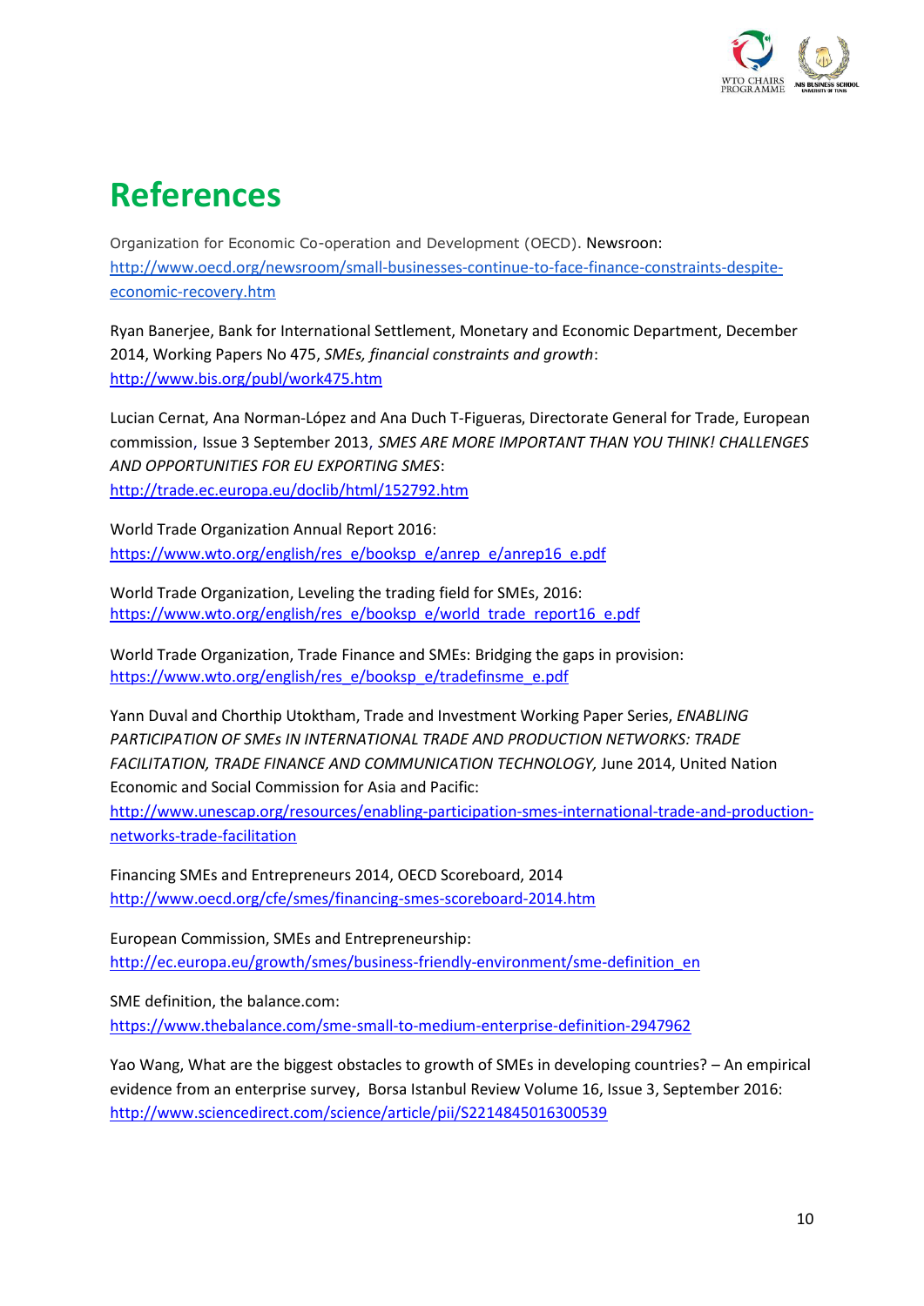# References

Organization for Economic Co-operation and Development (OECD). Newsroon: http://www.oecd.org/newsroom/small-businesses-continue-to-face-finance-constraints-despite-economic-recovery.htm

Ryan Banerjee, Bank for International Settlement, Monetary and Economic Department, December 2014, Working Papers No 475, *SMEs, financial constraints and growth*: http://www.bis.org/publ/work475.htm

Lucian Cernat, Ana Norman-López and Ana Duch T-Figueras, Directorate General for Trade, European commission, Issue 3 September 2013, *SMES ARE MORE IMPORTANT THAN YOU THINK! CHALLENGES AND OPPORTUNITIES FOR EU EXPORTING SMES*: http://trade.ec.europa.eu/doclib/html/152792.htm

World Trade Organization Annual Report 2016: https://www.wto.org/english/res_e/booksp_e/anrep_e/anrep16_e.pdf

World Trade Organization, Leveling the trading field for SMEs, 2016: https://www.wto.org/english/res_e/booksp_e/world_trade_report16_e.pdf

World Trade Organization, Trade Finance and SMEs: Bridging the gaps in provision: https://www.wto.org/english/res_e/booksp_e/tradefinsme_e.pdf

Yann Duval and Chorthip Utoktham, Trade and Investment Working Paper Series, *ENABLING PARTICIPATION OF SMEs IN INTERNATIONAL TRADE AND PRODUCTION NETWORKS: TRADE FACILITATION, TRADE FINANCE AND COMMUNICATION TECHNOLOGY,* June 2014, United Nation Economic and Social Commission for Asia and Pacific: http://www.unescap.org/resources/enabling-participation-smes-international-trade-and-production-networks-trade-facilitation

Financing SMEs and Entrepreneurs 2014, OECD Scoreboard, 2014 http://www.oecd.org/cfe/smes/financing-smes-scoreboard-2014.htm

European Commission, SMEs and Entrepreneurship: http://ec.europa.eu/growth/smes/business-friendly-environment/sme-definition_en

SME definition, the balance.com: https://www.thebalance.com/sme-small-to-medium-enterprise-definition-2947962

Yao Wang, What are the biggest obstacles to growth of SMEs in developing countries? – An empirical evidence from an enterprise survey, Borsa Istanbul Review Volume 16, Issue 3, September 2016: http://www.sciencedirect.com/science/article/pii/S2214845016300539